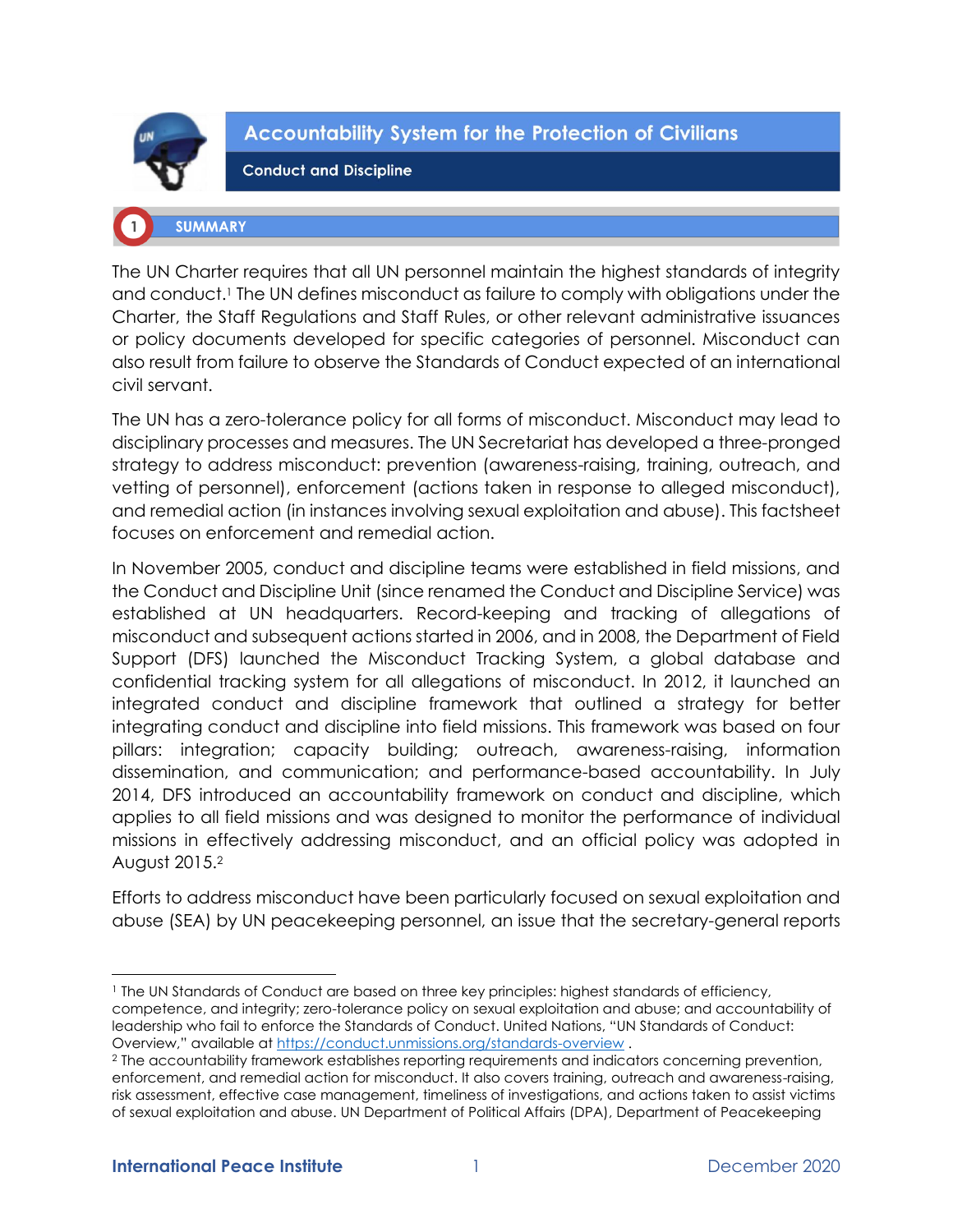# Accountability System for the Protection of Civilians

## Conduct and Discipline

## 1 SUMMARY

The UN Charter requires that all UN personnel maintain the highest standards of integrity and conduct.[1] The UN defines misconduct as failure to comply with obligations under the Charter, the Staff Regulations and Staff Rules, or other relevant administrative issuances or policy documents developed for specific categories of personnel. Misconduct can also result from failure to observe the Standards of Conduct expected of an international civil servant.

The UN has a zero-tolerance policy for all forms of misconduct. Misconduct may lead to disciplinary processes and measures. The UN Secretariat has developed a three-pronged strategy to address misconduct: prevention (awareness-raising, training, outreach, and vetting of personnel), enforcement (actions taken in response to alleged misconduct), and remedial action (in instances involving sexual exploitation and abuse). This factsheet focuses on enforcement and remedial action.

In November 2005, conduct and discipline teams were established in field missions, and the Conduct and Discipline Unit (since renamed the Conduct and Discipline Service) was established at UN headquarters. Record-keeping and tracking of allegations of misconduct and subsequent actions started in 2006, and in 2008, the Department of Field Support (DFS) launched the Misconduct Tracking System, a global database and confidential tracking system for all allegations of misconduct. In 2012, it launched an integrated conduct and discipline framework that outlined a strategy for better integrating conduct and discipline into field missions. This framework was based on four pillars: integration; capacity building; outreach, awareness-raising, information dissemination, and communication; and performance-based accountability. In July 2014, DFS introduced an accountability framework on conduct and discipline, which applies to all field missions and was designed to monitor the performance of individual missions in effectively addressing misconduct, and an official policy was adopted in August 2015.[2]

Efforts to address misconduct have been particularly focused on sexual exploitation and abuse (SEA) by UN peacekeeping personnel, an issue that the secretary-general reports

---

[1] The UN Standards of Conduct are based on three key principles: highest standards of efficiency, competence, and integrity; zero-tolerance policy on sexual exploitation and abuse; and accountability of leadership who fail to enforce the Standards of Conduct. United Nations, "UN Standards of Conduct: Overview," available at https://conduct.unmissions.org/standards-overview .

[2] The accountability framework establishes reporting requirements and indicators concerning prevention, enforcement, and remedial action for misconduct. It also covers training, outreach and awareness-raising, risk assessment, effective case management, timeliness of investigations, and actions taken to assist victims of sexual exploitation and abuse. UN Department of Political Affairs (DPA), Department of Peacekeeping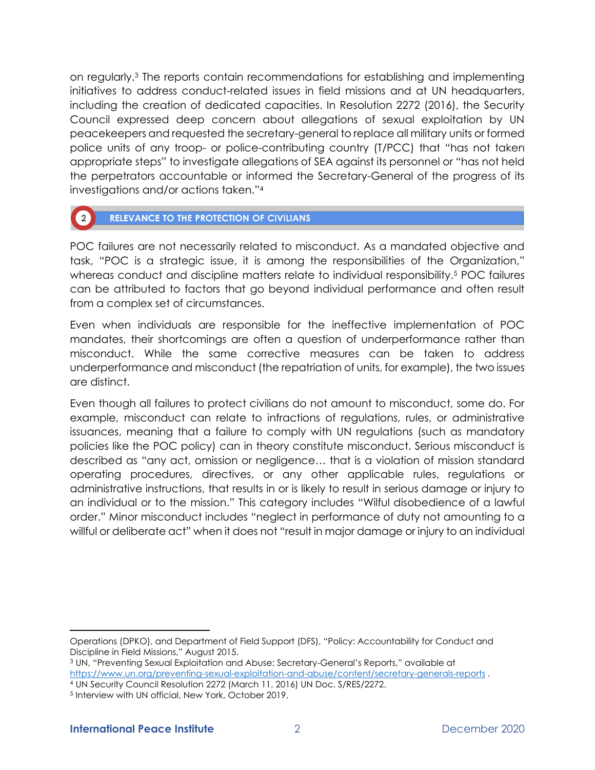on regularly.[3] The reports contain recommendations for establishing and implementing initiatives to address conduct-related issues in field missions and at UN headquarters, including the creation of dedicated capacities. In Resolution 2272 (2016), the Security Council expressed deep concern about allegations of sexual exploitation by UN peacekeepers and requested the secretary-general to replace all military units or formed police units of any troop- or police-contributing country (T/PCC) that "has not taken appropriate steps" to investigate allegations of SEA against its personnel or "has not held the perpetrators accountable or informed the Secretary-General of the progress of its investigations and/or actions taken."[4]

## 2 RELEVANCE TO THE PROTECTION OF CIVILIANS

POC failures are not necessarily related to misconduct. As a mandated objective and task, "POC is a strategic issue, it is among the responsibilities of the Organization," whereas conduct and discipline matters relate to individual responsibility.[5] POC failures can be attributed to factors that go beyond individual performance and often result from a complex set of circumstances.

Even when individuals are responsible for the ineffective implementation of POC mandates, their shortcomings are often a question of underperformance rather than misconduct. While the same corrective measures can be taken to address underperformance and misconduct (the repatriation of units, for example), the two issues are distinct.

Even though all failures to protect civilians do not amount to misconduct, some do. For example, misconduct can relate to infractions of regulations, rules, or administrative issuances, meaning that a failure to comply with UN regulations (such as mandatory policies like the POC policy) can in theory constitute misconduct. Serious misconduct is described as "any act, omission or negligence… that is a violation of mission standard operating procedures, directives, or any other applicable rules, regulations or administrative instructions, that results in or is likely to result in serious damage or injury to an individual or to the mission." This category includes "Wilful disobedience of a lawful order." Minor misconduct includes "neglect in performance of duty not amounting to a willful or deliberate act" when it does not "result in major damage or injury to an individual

---

Operations (DPKO), and Department of Field Support (DFS), "Policy: Accountability for Conduct and Discipline in Field Missions," August 2015.

[3] UN, "Preventing Sexual Exploitation and Abuse: Secretary-General's Reports," available at https://www.un.org/preventing-sexual-exploitation-and-abuse/content/secretary-generals-reports .

[4] UN Security Council Resolution 2272 (March 11, 2016) UN Doc. S/RES/2272.

[5] Interview with UN official, New York, October 2019.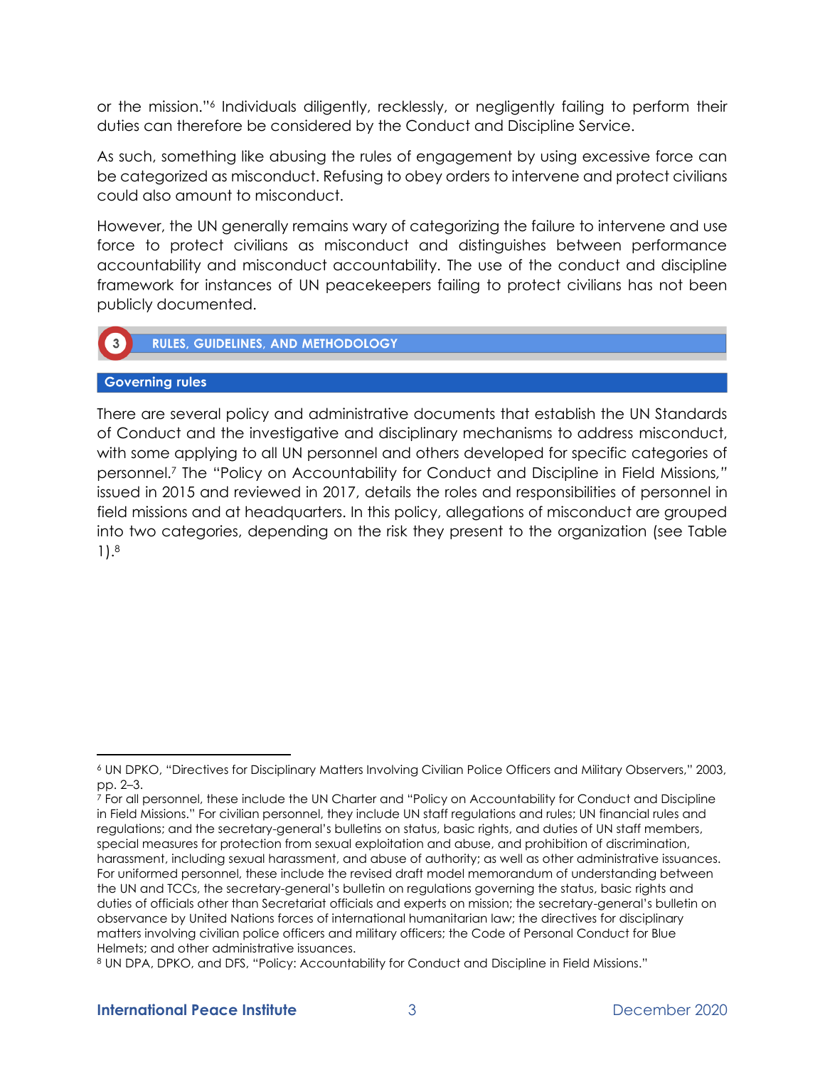or the mission."[6] Individuals diligently, recklessly, or negligently failing to perform their duties can therefore be considered by the Conduct and Discipline Service.

As such, something like abusing the rules of engagement by using excessive force can be categorized as misconduct. Refusing to obey orders to intervene and protect civilians could also amount to misconduct.

However, the UN generally remains wary of categorizing the failure to intervene and use force to protect civilians as misconduct and distinguishes between performance accountability and misconduct accountability. The use of the conduct and discipline framework for instances of UN peacekeepers failing to protect civilians has not been publicly documented.

## 3 RULES, GUIDELINES, AND METHODOLOGY

### Governing rules

There are several policy and administrative documents that establish the UN Standards of Conduct and the investigative and disciplinary mechanisms to address misconduct, with some applying to all UN personnel and others developed for specific categories of personnel.[7] The "Policy on Accountability for Conduct and Discipline in Field Missions," issued in 2015 and reviewed in 2017, details the roles and responsibilities of personnel in field missions and at headquarters. In this policy, allegations of misconduct are grouped into two categories, depending on the risk they present to the organization (see Table 1).[8]

---

[6] UN DPKO, "Directives for Disciplinary Matters Involving Civilian Police Officers and Military Observers," 2003, pp. 2–3.

[7] For all personnel, these include the UN Charter and "Policy on Accountability for Conduct and Discipline in Field Missions." For civilian personnel, they include UN staff regulations and rules; UN financial rules and regulations; and the secretary-general's bulletins on status, basic rights, and duties of UN staff members, special measures for protection from sexual exploitation and abuse, and prohibition of discrimination, harassment, including sexual harassment, and abuse of authority; as well as other administrative issuances. For uniformed personnel, these include the revised draft model memorandum of understanding between the UN and TCCs, the secretary-general's bulletin on regulations governing the status, basic rights and duties of officials other than Secretariat officials and experts on mission; the secretary-general's bulletin on observance by United Nations forces of international humanitarian law; the directives for disciplinary matters involving civilian police officers and military officers; the Code of Personal Conduct for Blue Helmets; and other administrative issuances.

[8] UN DPA, DPKO, and DFS, "Policy: Accountability for Conduct and Discipline in Field Missions."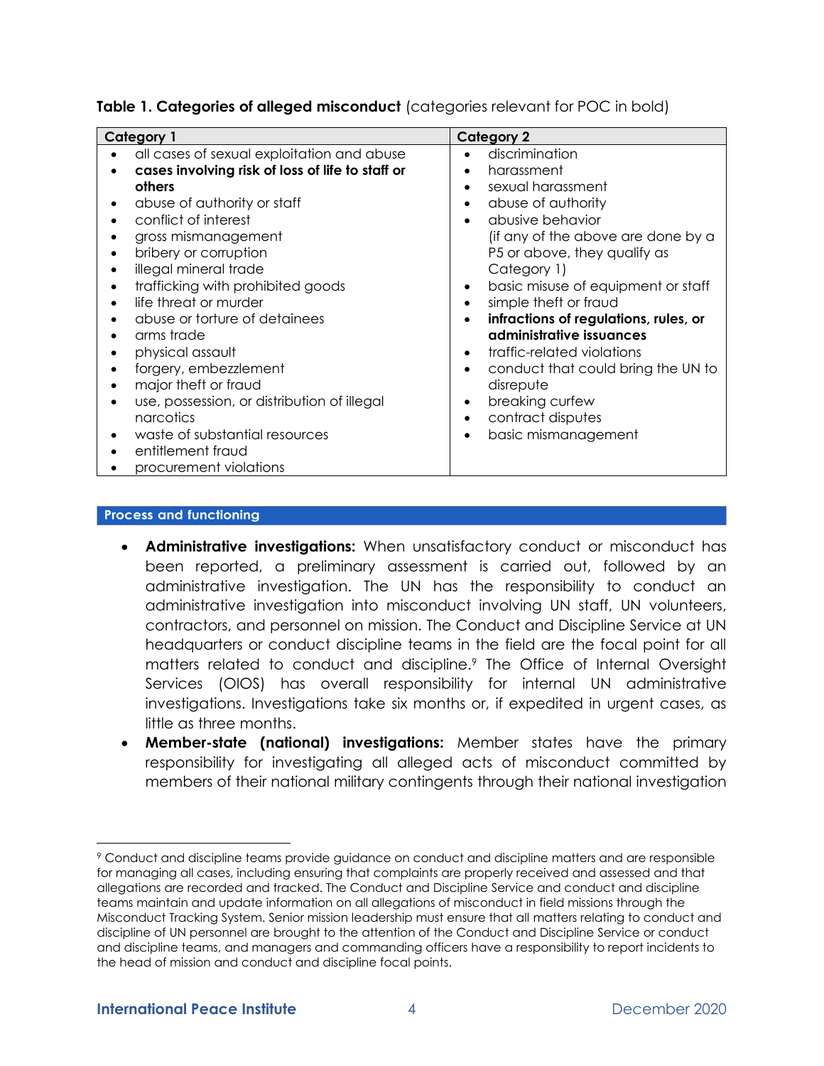**Table 1. Categories of alleged misconduct** (categories relevant for POC in bold)

| Category 1 | Category 2 |
| --- | --- |
| • all cases of sexual exploitation and abuse<br>• **cases involving risk of loss of life to staff or others**<br>• abuse of authority or staff<br>• conflict of interest<br>• gross mismanagement<br>• bribery or corruption<br>• illegal mineral trade<br>• trafficking with prohibited goods<br>• life threat or murder<br>• abuse or torture of detainees<br>• arms trade<br>• physical assault<br>• forgery, embezzlement<br>• major theft or fraud<br>• use, possession, or distribution of illegal narcotics<br>• waste of substantial resources<br>• entitlement fraud<br>• procurement violations | • discrimination<br>• harassment<br>• sexual harassment<br>• abuse of authority<br>• abusive behavior<br>(if any of the above are done by a P5 or above, they qualify as Category 1)<br>• basic misuse of equipment or staff<br>• simple theft or fraud<br>• **infractions of regulations, rules, or administrative issuances**<br>• traffic-related violations<br>• conduct that could bring the UN to disrepute<br>• breaking curfew<br>• contract disputes<br>• basic mismanagement |

## Process and functioning

- **Administrative investigations:** When unsatisfactory conduct or misconduct has been reported, a preliminary assessment is carried out, followed by an administrative investigation. The UN has the responsibility to conduct an administrative investigation into misconduct involving UN staff, UN volunteers, contractors, and personnel on mission. The Conduct and Discipline Service at UN headquarters or conduct discipline teams in the field are the focal point for all matters related to conduct and discipline.[9] The Office of Internal Oversight Services (OIOS) has overall responsibility for internal UN administrative investigations. Investigations take six months or, if expedited in urgent cases, as little as three months.
- **Member-state (national) investigations:** Member states have the primary responsibility for investigating all alleged acts of misconduct committed by members of their national military contingents through their national investigation

[9] Conduct and discipline teams provide guidance on conduct and discipline matters and are responsible for managing all cases, including ensuring that complaints are properly received and assessed and that allegations are recorded and tracked. The Conduct and Discipline Service and conduct and discipline teams maintain and update information on all allegations of misconduct in field missions through the Misconduct Tracking System. Senior mission leadership must ensure that all matters relating to conduct and discipline of UN personnel are brought to the attention of the Conduct and Discipline Service or conduct and discipline teams, and managers and commanding officers have a responsibility to report incidents to the head of mission and conduct and discipline focal points.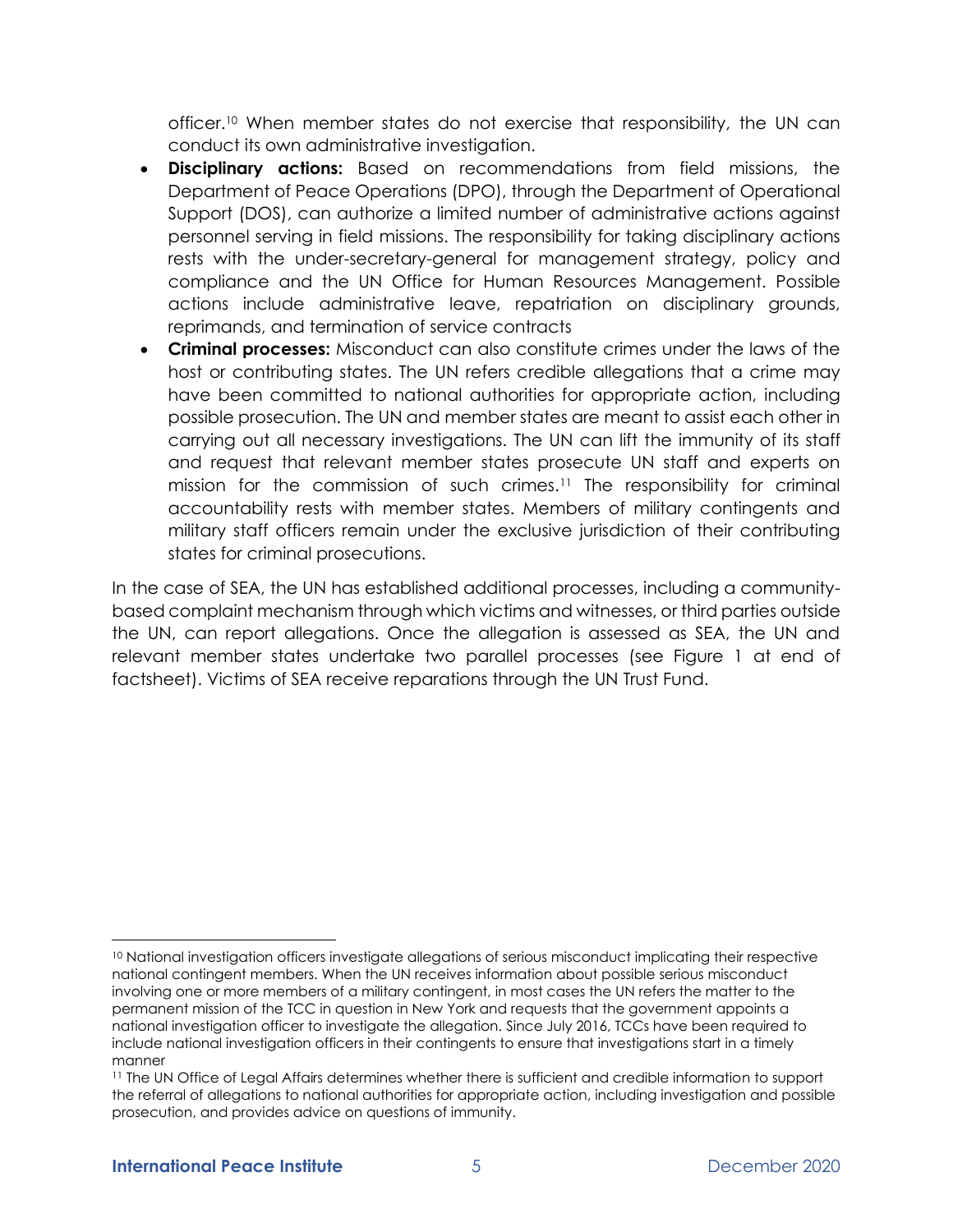officer.[10] When member states do not exercise that responsibility, the UN can conduct its own administrative investigation.

- **Disciplinary actions:** Based on recommendations from field missions, the Department of Peace Operations (DPO), through the Department of Operational Support (DOS), can authorize a limited number of administrative actions against personnel serving in field missions. The responsibility for taking disciplinary actions rests with the under-secretary-general for management strategy, policy and compliance and the UN Office for Human Resources Management. Possible actions include administrative leave, repatriation on disciplinary grounds, reprimands, and termination of service contracts
- **Criminal processes:** Misconduct can also constitute crimes under the laws of the host or contributing states. The UN refers credible allegations that a crime may have been committed to national authorities for appropriate action, including possible prosecution. The UN and member states are meant to assist each other in carrying out all necessary investigations. The UN can lift the immunity of its staff and request that relevant member states prosecute UN staff and experts on mission for the commission of such crimes.[11] The responsibility for criminal accountability rests with member states. Members of military contingents and military staff officers remain under the exclusive jurisdiction of their contributing states for criminal prosecutions.

In the case of SEA, the UN has established additional processes, including a community-based complaint mechanism through which victims and witnesses, or third parties outside the UN, can report allegations. Once the allegation is assessed as SEA, the UN and relevant member states undertake two parallel processes (see Figure 1 at end of factsheet). Victims of SEA receive reparations through the UN Trust Fund.

---

[10] National investigation officers investigate allegations of serious misconduct implicating their respective national contingent members. When the UN receives information about possible serious misconduct involving one or more members of a military contingent, in most cases the UN refers the matter to the permanent mission of the TCC in question in New York and requests that the government appoints a national investigation officer to investigate the allegation. Since July 2016, TCCs have been required to include national investigation officers in their contingents to ensure that investigations start in a timely manner

[11] The UN Office of Legal Affairs determines whether there is sufficient and credible information to support the referral of allegations to national authorities for appropriate action, including investigation and possible prosecution, and provides advice on questions of immunity.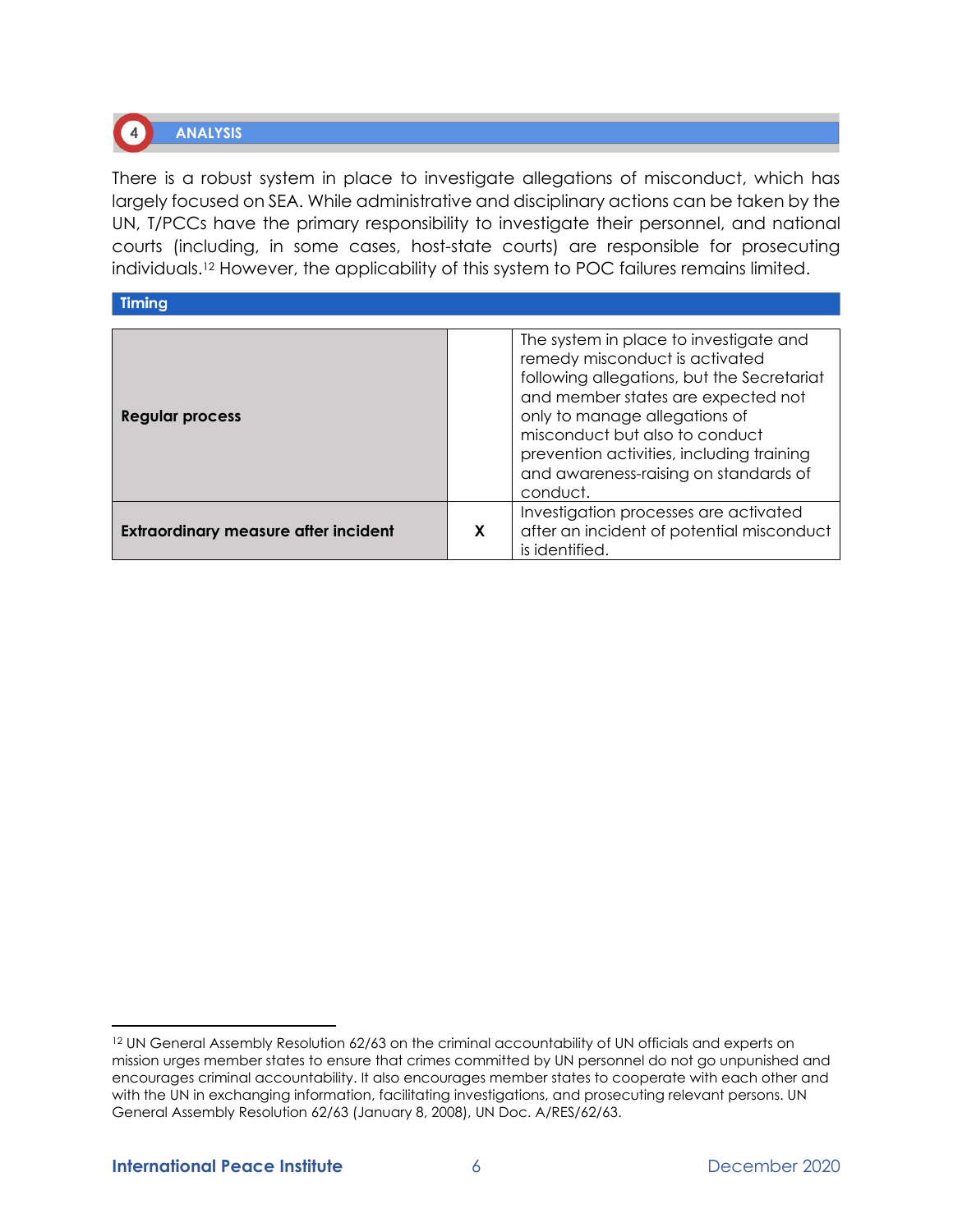## 4 ANALYSIS

There is a robust system in place to investigate allegations of misconduct, which has largely focused on SEA. While administrative and disciplinary actions can be taken by the UN, T/PCCs have the primary responsibility to investigate their personnel, and national courts (including, in some cases, host-state courts) are responsible for prosecuting individuals.[12] However, the applicability of this system to POC failures remains limited.

### Timing

| | | |
|---|---|---|
| **Regular process** | | The system in place to investigate and remedy misconduct is activated following allegations, but the Secretariat and member states are expected not only to manage allegations of misconduct but also to conduct prevention activities, including training and awareness-raising on standards of conduct. |
| **Extraordinary measure after incident** | X | Investigation processes are activated after an incident of potential misconduct is identified. |

[12] UN General Assembly Resolution 62/63 on the criminal accountability of UN officials and experts on mission urges member states to ensure that crimes committed by UN personnel do not go unpunished and encourages criminal accountability. It also encourages member states to cooperate with each other and with the UN in exchanging information, facilitating investigations, and prosecuting relevant persons. UN General Assembly Resolution 62/63 (January 8, 2008), UN Doc. A/RES/62/63.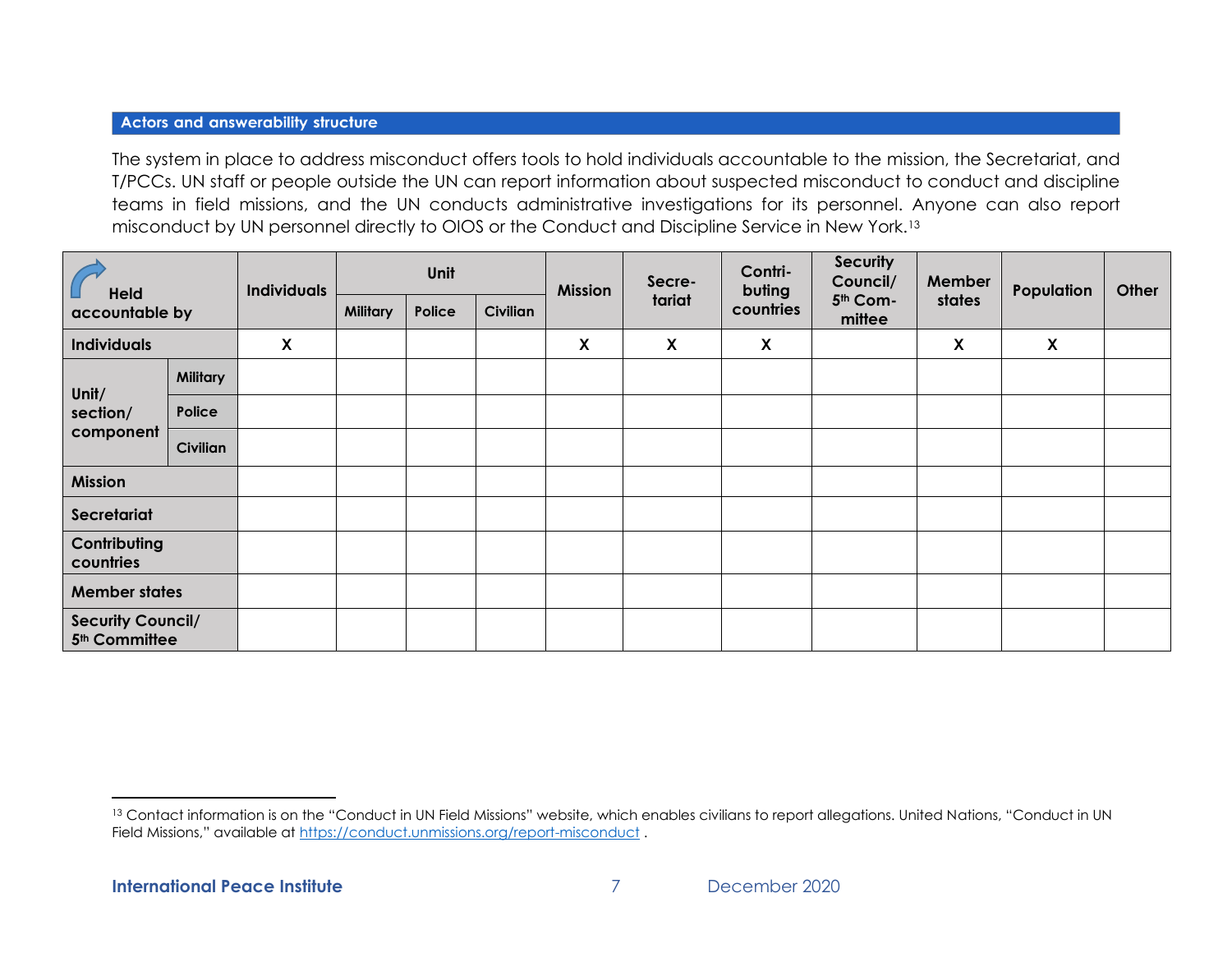## Actors and answerability structure

The system in place to address misconduct offers tools to hold individuals accountable to the mission, the Secretariat, and T/PCCs. UN staff or people outside the UN can report information about suspected misconduct to conduct and discipline teams in field missions, and the UN conducts administrative investigations for its personnel. Anyone can also report misconduct by UN personnel directly to OIOS or the Conduct and Discipline Service in New York.[13]

| Held accountable by | | Individuals | Unit | | | Mission | Secre-tariat | Contri-buting countries | Security Council/ 5th Com-mittee | Member states | Population | Other |
|---|---|---|---|---|---|---|---|---|---|---|---|---|
| | | | Military | Police | Civilian | | | | | | | |
| Individuals | | X | | | | X | X | X | | X | X | |
| Unit/ section/ component | Military | | | | | | | | | | | |
| | Police | | | | | | | | | | | |
| | Civilian | | | | | | | | | | | |
| Mission | | | | | | | | | | | | |
| Secretariat | | | | | | | | | | | | |
| Contributing countries | | | | | | | | | | | | |
| Member states | | | | | | | | | | | | |
| Security Council/ 5th Committee | | | | | | | | | | | | |

[13] Contact information is on the "Conduct in UN Field Missions" website, which enables civilians to report allegations. United Nations, "Conduct in UN Field Missions," available at https://conduct.unmissions.org/report-misconduct .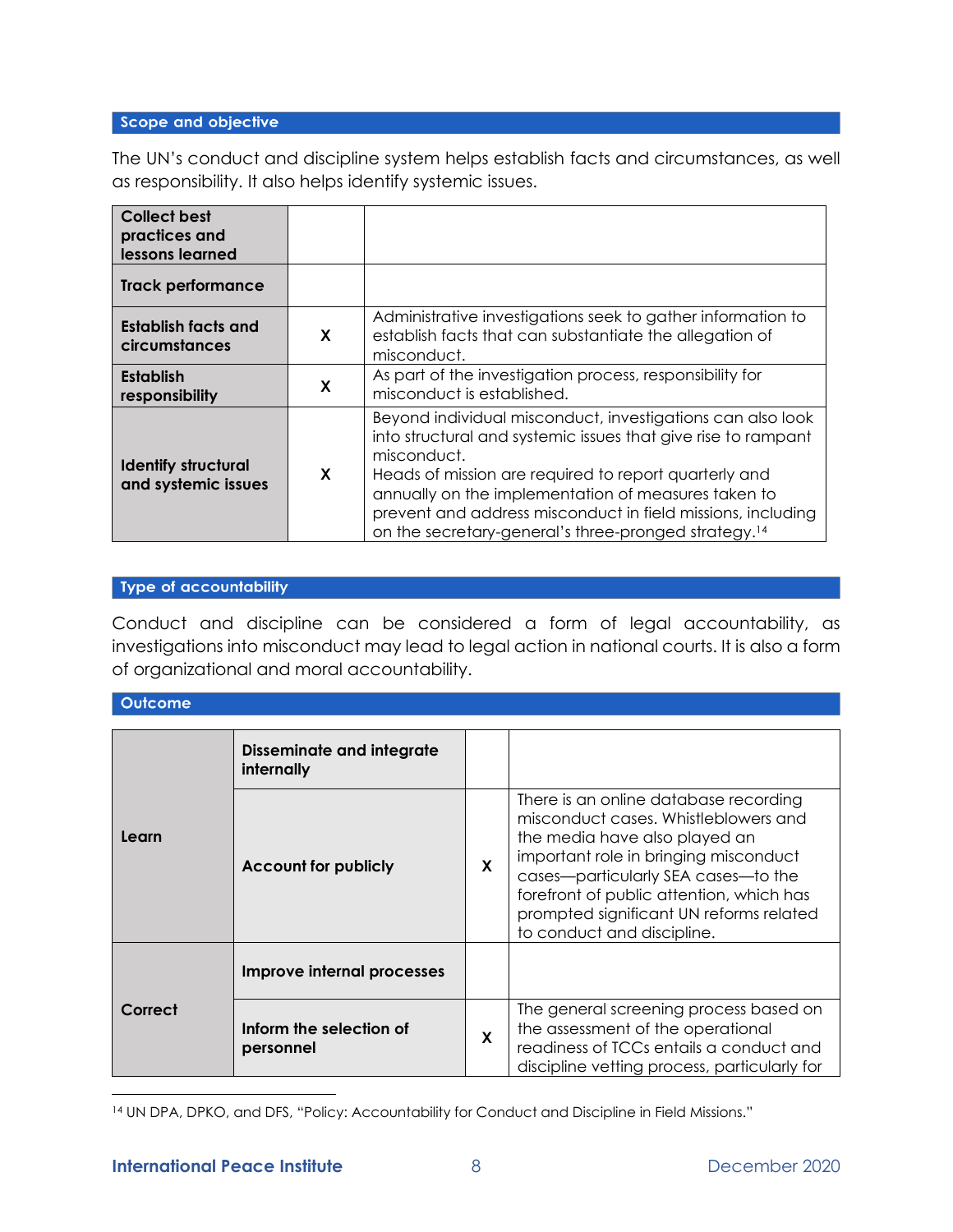### Scope and objective

The UN's conduct and discipline system helps establish facts and circumstances, as well as responsibility. It also helps identify systemic issues.

| | | |
|---|---|---|
| **Collect best practices and lessons learned** | | |
| **Track performance** | | |
| **Establish facts and circumstances** | X | Administrative investigations seek to gather information to establish facts that can substantiate the allegation of misconduct. |
| **Establish responsibility** | X | As part of the investigation process, responsibility for misconduct is established. |
| **Identify structural and systemic issues** | X | Beyond individual misconduct, investigations can also look into structural and systemic issues that give rise to rampant misconduct.<br>Heads of mission are required to report quarterly and annually on the implementation of measures taken to prevent and address misconduct in field missions, including on the secretary-general's three-pronged strategy.[14] |

### Type of accountability

Conduct and discipline can be considered a form of legal accountability, as investigations into misconduct may lead to legal action in national courts. It is also a form of organizational and moral accountability.

### Outcome

| | | | |
|---|---|---|---|
| **Learn** | **Disseminate and integrate internally** | | |
| | **Account for publicly** | X | There is an online database recording misconduct cases. Whistleblowers and the media have also played an important role in bringing misconduct cases—particularly SEA cases—to the forefront of public attention, which has prompted significant UN reforms related to conduct and discipline. |
| **Correct** | **Improve internal processes** | | |
| | **Inform the selection of personnel** | X | The general screening process based on the assessment of the operational readiness of TCCs entails a conduct and discipline vetting process, particularly for |

[14] UN DPA, DPKO, and DFS, "Policy: Accountability for Conduct and Discipline in Field Missions."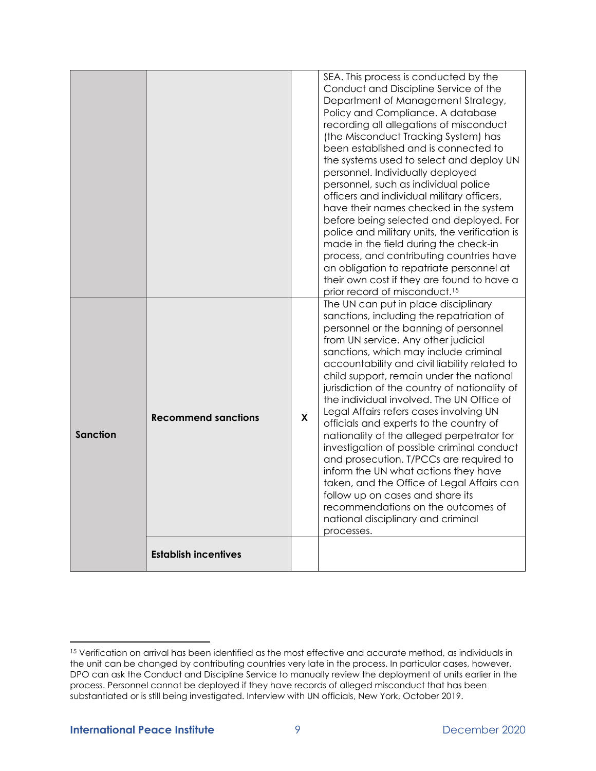| | | | |
|---|---|---|---|
| | | | SEA. This process is conducted by the Conduct and Discipline Service of the Department of Management Strategy, Policy and Compliance. A database recording all allegations of misconduct (the Misconduct Tracking System) has been established and is connected to the systems used to select and deploy UN personnel. Individually deployed personnel, such as individual police officers and individual military officers, have their names checked in the system before being selected and deployed. For police and military units, the verification is made in the field during the check-in process, and contributing countries have an obligation to repatriate personnel at their own cost if they are found to have a prior record of misconduct.[15] |
| **Sanction** | **Recommend sanctions** | **X** | The UN can put in place disciplinary sanctions, including the repatriation of personnel or the banning of personnel from UN service. Any other judicial sanctions, which may include criminal accountability and civil liability related to child support, remain under the national jurisdiction of the country of nationality of the individual involved. The UN Office of Legal Affairs refers cases involving UN officials and experts to the country of nationality of the alleged perpetrator for investigation of possible criminal conduct and prosecution. T/PCCs are required to inform the UN what actions they have taken, and the Office of Legal Affairs can follow up on cases and share its recommendations on the outcomes of national disciplinary and criminal processes. |
| | **Establish incentives** | | |

[15] Verification on arrival has been identified as the most effective and accurate method, as individuals in the unit can be changed by contributing countries very late in the process. In particular cases, however, DPO can ask the Conduct and Discipline Service to manually review the deployment of units earlier in the process. Personnel cannot be deployed if they have records of alleged misconduct that has been substantiated or is still being investigated. Interview with UN officials, New York, October 2019.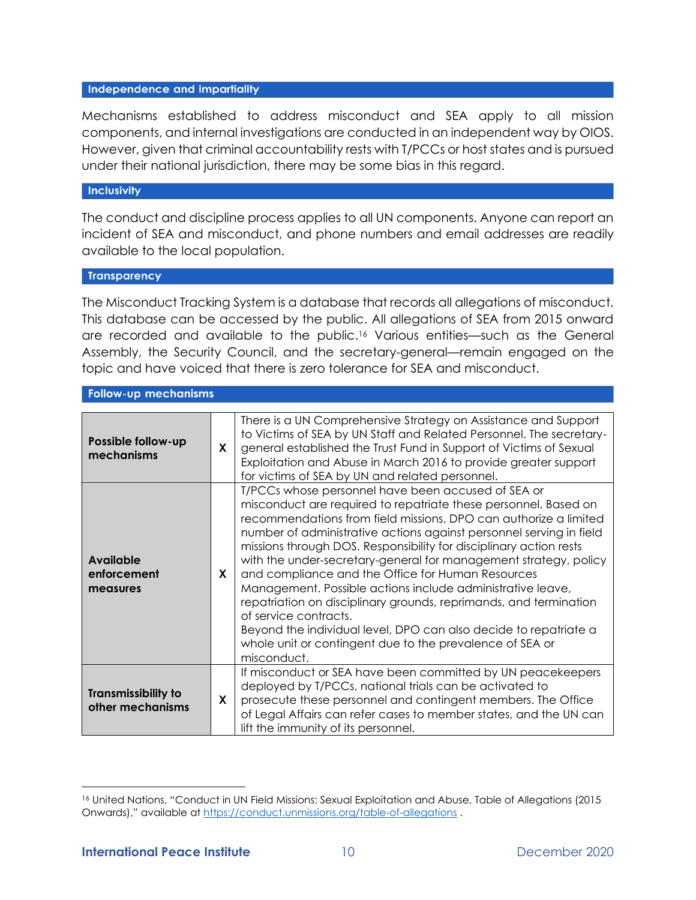### Independence and impartiality

Mechanisms established to address misconduct and SEA apply to all mission components, and internal investigations are conducted in an independent way by OIOS. However, given that criminal accountability rests with T/PCCs or host states and is pursued under their national jurisdiction, there may be some bias in this regard.

### Inclusivity

The conduct and discipline process applies to all UN components. Anyone can report an incident of SEA and misconduct, and phone numbers and email addresses are readily available to the local population.

### Transparency

The Misconduct Tracking System is a database that records all allegations of misconduct. This database can be accessed by the public. All allegations of SEA from 2015 onward are recorded and available to the public.[16] Various entities—such as the General Assembly, the Security Council, and the secretary-general—remain engaged on the topic and have voiced that there is zero tolerance for SEA and misconduct.

### Follow-up mechanisms

| | | |
|---|---|---|
| **Possible follow-up mechanisms** | X | There is a UN Comprehensive Strategy on Assistance and Support to Victims of SEA by UN Staff and Related Personnel. The secretary-general established the Trust Fund in Support of Victims of Sexual Exploitation and Abuse in March 2016 to provide greater support for victims of SEA by UN and related personnel. |
| **Available enforcement measures** | X | T/PCCs whose personnel have been accused of SEA or misconduct are required to repatriate these personnel. Based on recommendations from field missions, DPO can authorize a limited number of administrative actions against personnel serving in field missions through DOS. Responsibility for disciplinary action rests with the under-secretary-general for management strategy, policy and compliance and the Office for Human Resources Management. Possible actions include administrative leave, repatriation on disciplinary grounds, reprimands, and termination of service contracts.<br>Beyond the individual level, DPO can also decide to repatriate a whole unit or contingent due to the prevalence of SEA or misconduct. |
| **Transmissibility to other mechanisms** | X | If misconduct or SEA have been committed by UN peacekeepers deployed by T/PCCs, national trials can be activated to prosecute these personnel and contingent members. The Office of Legal Affairs can refer cases to member states, and the UN can lift the immunity of its personnel. |

[16] United Nations, "Conduct in UN Field Missions: Sexual Exploitation and Abuse, Table of Allegations (2015 Onwards)," available at https://conduct.unmissions.org/table-of-allegations .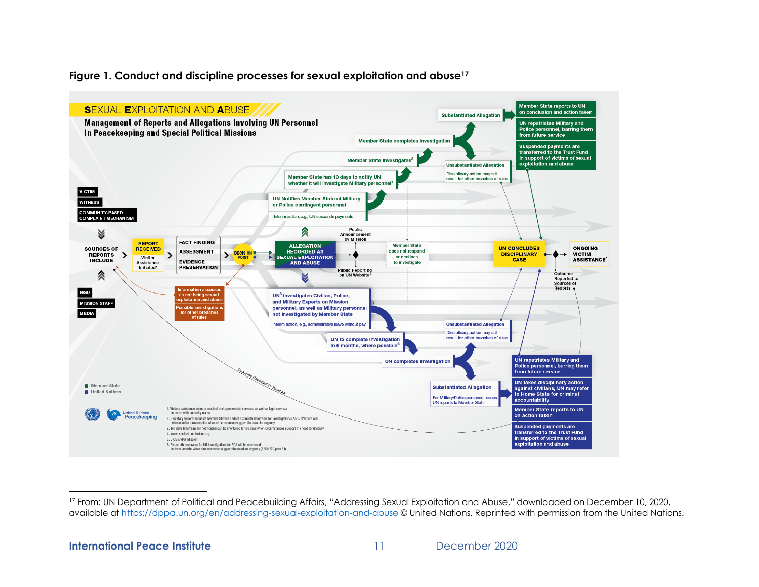**Figure 1. Conduct and discipline processes for sexual exploitation and abuse**[17]

SEXUAL EXPLOITATION AND ABUSE

Management of Reports and Allegations Involving UN Personnel In Peacekeeping and Special Political Missions

VICTIM

WITNESS

COMMUNITY-BASED COMPLAINT MECHANISM

SOURCES OF REPORTS INCLUDE

NGO

MISSION STAFF

MEDIA

REPORT RECEIVED

Victim Assistance Initiated[1]

FACT FINDING

ASSESSMENT

EVIDENCE PRESERVATION

DECISION POINT

Information assessed as not being sexual exploitation and abuse

Possible investigations for other breaches of rules

ALLEGATION RECORDED AS SEXUAL EXPLOITATION AND ABUSE

Public Announcement by Mission

Public Reporting on UN Website[4]

UN Notifies Member State of Military or Police contingent personnel

Interim action, e.g., UN suspends payments

Member State has 10 days to notify UN whether it will investigate Military personnel[3]

Member State investigates[2]

Member State completes investigation

Substantiated Allegation

Unsubstantiated Allegation

Disciplinary action may still result for other breaches of rules

Member State reports to UN on conclusion and action taken

UN repatriates Military and Police personnel, barring them from future service

Suspended payments are transferred to the Trust Fund in support of victims of sexual exploitation and abuse

Member State does not respond or declines to investigate

UN CONCLUDES DISCIPLINARY CASE

ONGOING VICTIM ASSISTANCE[1]

Outcome Reported to Sources of Reports

UN[5] investigates Civilian, Police, and Military Experts on Mission personnel, as well as Military personnel not investigated by Member State

Interim action, e.g., administrative leave without pay

UN to complete investigation in 6 months, where possible[6]

UN completes investigation

Unsubstantiated Allegation

Disciplinary action may still result for other breaches of rules

Substantiated Allegation

For Military/Police personnel issues UN reports to Member State

UN repatriates Military and Police personnel, barring them from future service

UN takes disciplinary action against civilians; UN may refer to Home State for criminal accountability

Member State reports to UN on action taken

Suspended payments are transferred to the Trust Fund in support of victims of sexual exploitation and abuse

Outcome Reported to Sources

Member State

United Nations

United Nations Peacekeeping

1. Victims assistance includes medical and psychosocial services, as well as legal services to assist with paternity cases
2. Secretary General requests Member States to adopt six month timeframe for investigations (A/70/729 para 50) shortened to three months when circumstances suggest the need for urgency
3. Ten days timeframe for notification can be shortened to five days when circumstances suggest the need for urgency
4. www.conduct.unmissions.org
5. OIOS and/or Mission
6. Six month timeframe for UN investigations for SEA will be shortened to three months when circumstances suggest the need for urgency (A/70/729 para 51)

---

[17] From: UN Department of Political and Peacebuilding Affairs, "Addressing Sexual Exploitation and Abuse," downloaded on December 10, 2020, available at https://dppa.un.org/en/addressing-sexual-exploitation-and-abuse © United Nations. Reprinted with permission from the United Nations.